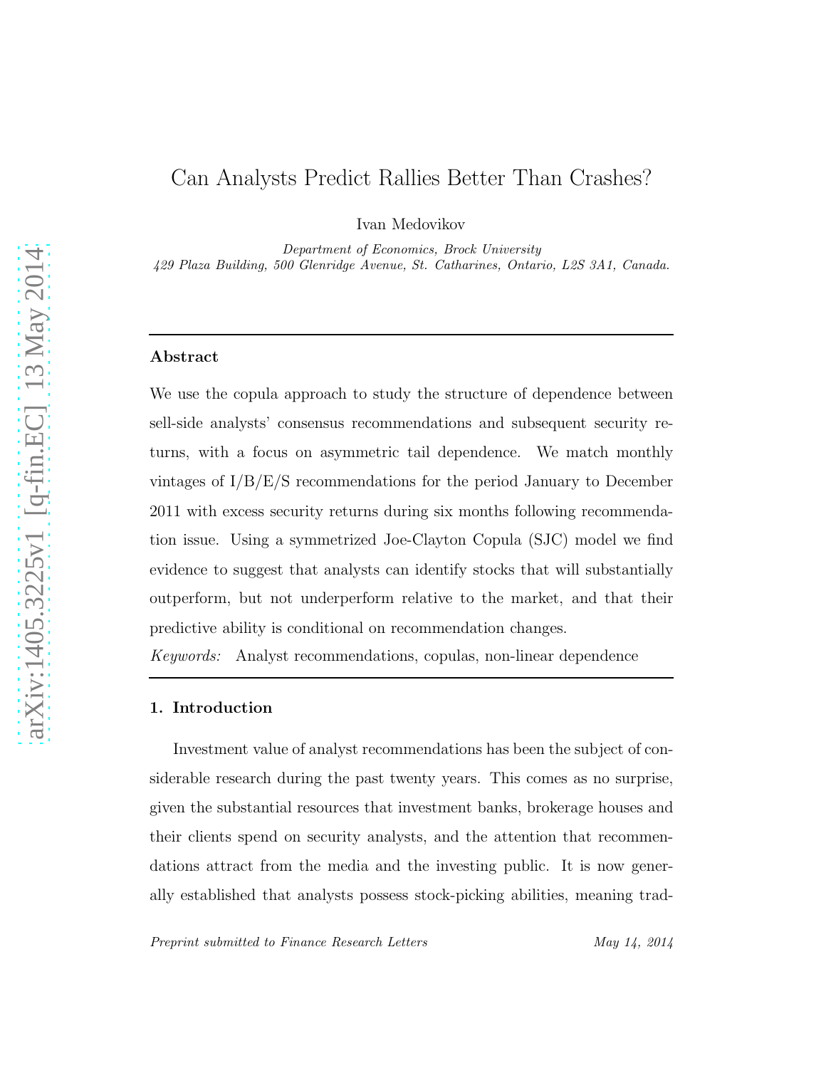# Can Analysts Predict Rallies Better Than Crashes?

Ivan Medovikov

*Department of Economics, Brock University*
*429 Plaza Building, 500 Glenridge Avenue, St. Catharines, Ontario, L2S 3A1, Canada.*

---

### Abstract

We use the copula approach to study the structure of dependence between sell-side analysts' consensus recommendations and subsequent security returns, with a focus on asymmetric tail dependence. We match monthly vintages of I/B/E/S recommendations for the period January to December 2011 with excess security returns during six months following recommendation issue. Using a symmetrized Joe-Clayton Copula (SJC) model we find evidence to suggest that analysts can identify stocks that will substantially outperform, but not underperform relative to the market, and that their predictive ability is conditional on recommendation changes.

*Keywords:* Analyst recommendations, copulas, non-linear dependence

---

## 1. Introduction

Investment value of analyst recommendations has been the subject of considerable research during the past twenty years. This comes as no surprise, given the substantial resources that investment banks, brokerage houses and their clients spend on security analysts, and the attention that recommendations attract from the media and the investing public. It is now generally established that analysts possess stock-picking abilities, meaning trad-

*Preprint submitted to Finance Research Letters* May 14, 2014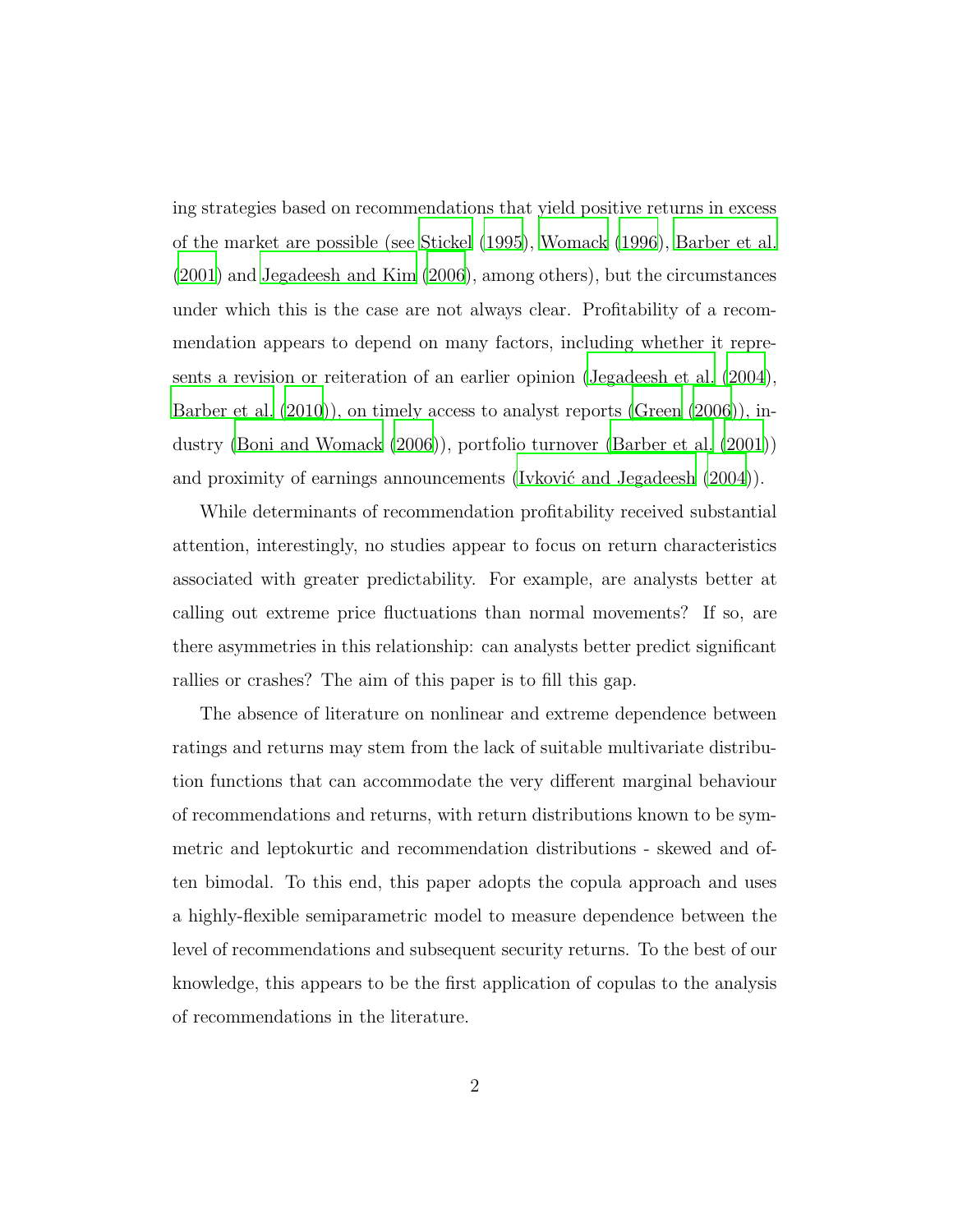ing strategies based on recommendations that yield positive returns in excess of the market are possible (see Stickel (1995), Womack (1996), Barber et al. (2001) and Jegadeesh and Kim (2006), among others), but the circumstances under which this is the case are not always clear. Profitability of a recommendation appears to depend on many factors, including whether it represents a revision or reiteration of an earlier opinion (Jegadeesh et al. (2004), Barber et al. (2010)), on timely access to analyst reports (Green (2006)), industry (Boni and Womack (2006)), portfolio turnover (Barber et al. (2001)) and proximity of earnings announcements (Ivković and Jegadeesh (2004)).

While determinants of recommendation profitability received substantial attention, interestingly, no studies appear to focus on return characteristics associated with greater predictability. For example, are analysts better at calling out extreme price fluctuations than normal movements? If so, are there asymmetries in this relationship: can analysts better predict significant rallies or crashes? The aim of this paper is to fill this gap.

The absence of literature on nonlinear and extreme dependence between ratings and returns may stem from the lack of suitable multivariate distribution functions that can accommodate the very different marginal behaviour of recommendations and returns, with return distributions known to be symmetric and leptokurtic and recommendation distributions - skewed and often bimodal. To this end, this paper adopts the copula approach and uses a highly-flexible semiparametric model to measure dependence between the level of recommendations and subsequent security returns. To the best of our knowledge, this appears to be the first application of copulas to the analysis of recommendations in the literature.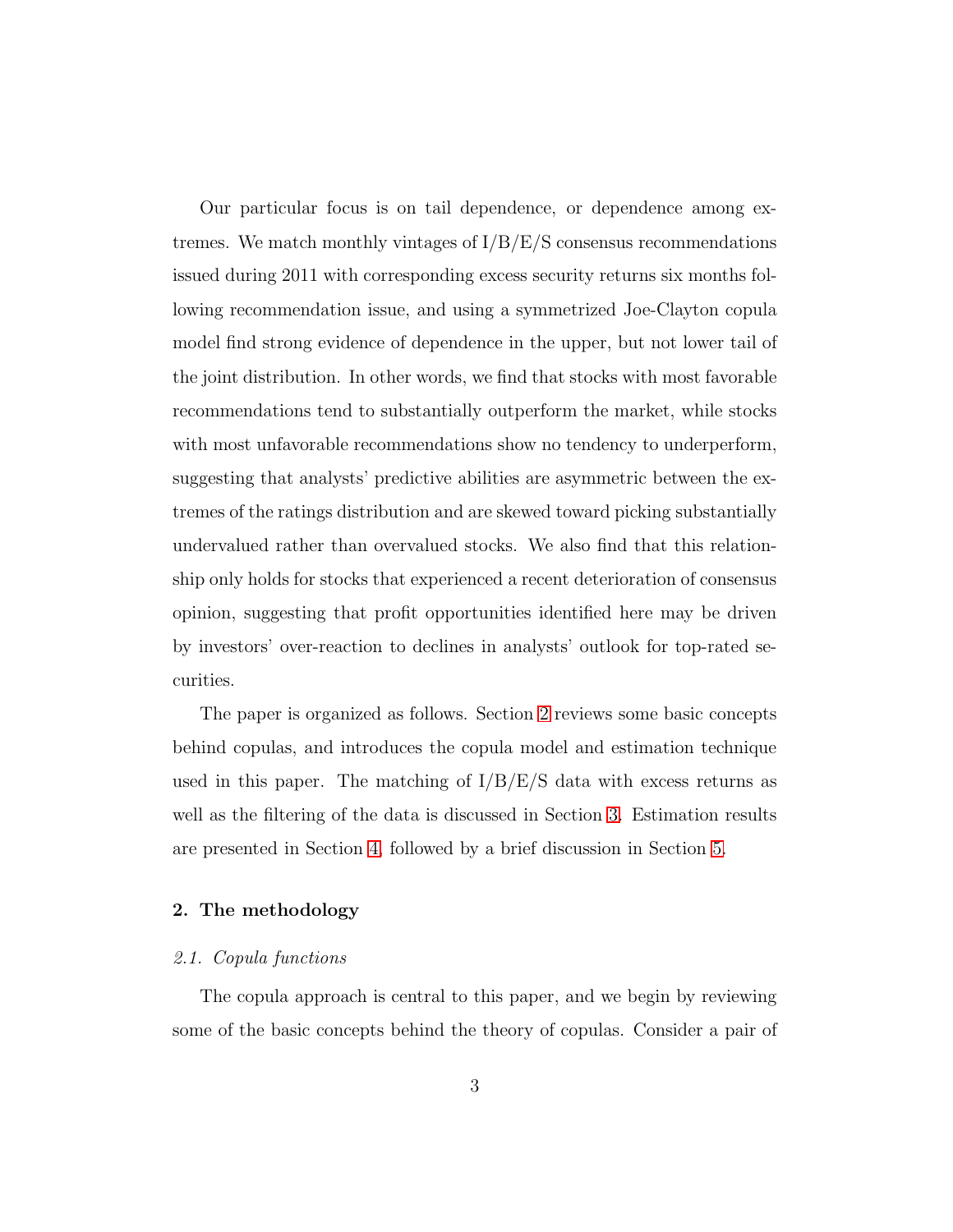Our particular focus is on tail dependence, or dependence among extremes. We match monthly vintages of I/B/E/S consensus recommendations issued during 2011 with corresponding excess security returns six months following recommendation issue, and using a symmetrized Joe-Clayton copula model find strong evidence of dependence in the upper, but not lower tail of the joint distribution. In other words, we find that stocks with most favorable recommendations tend to substantially outperform the market, while stocks with most unfavorable recommendations show no tendency to underperform, suggesting that analysts' predictive abilities are asymmetric between the extremes of the ratings distribution and are skewed toward picking substantially undervalued rather than overvalued stocks. We also find that this relationship only holds for stocks that experienced a recent deterioration of consensus opinion, suggesting that profit opportunities identified here may be driven by investors' over-reaction to declines in analysts' outlook for top-rated securities.

The paper is organized as follows. Section 2 reviews some basic concepts behind copulas, and introduces the copula model and estimation technique used in this paper. The matching of I/B/E/S data with excess returns as well as the filtering of the data is discussed in Section 3. Estimation results are presented in Section 4, followed by a brief discussion in Section 5.

## 2. The methodology

### *2.1. Copula functions*

The copula approach is central to this paper, and we begin by reviewing some of the basic concepts behind the theory of copulas. Consider a pair of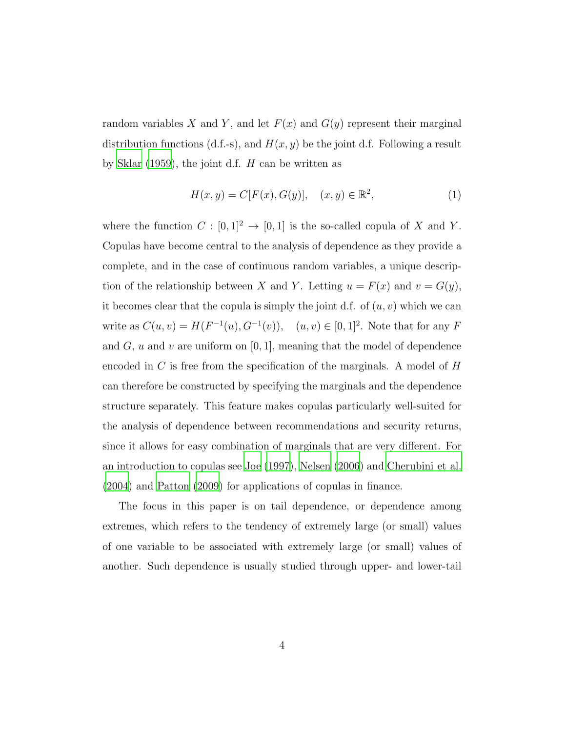random variables $X$ and $Y$, and let $F(x)$ and $G(y)$ represent their marginal distribution functions (d.f.-s), and $H(x, y)$ be the joint d.f. Following a result by Sklar (1959), the joint d.f. $H$ can be written as

$$H(x, y) = C[F(x), G(y)], \quad (x, y) \in \mathbb{R}^2, \tag{1}$$

where the function $C : [0, 1]^2 \to [0, 1]$ is the so-called copula of $X$ and $Y$. Copulas have become central to the analysis of dependence as they provide a complete, and in the case of continuous random variables, a unique description of the relationship between $X$ and $Y$. Letting $u = F(x)$ and $v = G(y)$, it becomes clear that the copula is simply the joint d.f. of $(u, v)$ which we can write as $C(u, v) = H(F^{-1}(u), G^{-1}(v)), \quad (u, v) \in [0, 1]^2$. Note that for any $F$ and $G$, $u$ and $v$ are uniform on $[0, 1]$, meaning that the model of dependence encoded in $C$ is free from the specification of the marginals. A model of $H$ can therefore be constructed by specifying the marginals and the dependence structure separately. This feature makes copulas particularly well-suited for the analysis of dependence between recommendations and security returns, since it allows for easy combination of marginals that are very different. For an introduction to copulas see Joe (1997), Nelsen (2006) and Cherubini et al. (2004) and Patton (2009) for applications of copulas in finance.

The focus in this paper is on tail dependence, or dependence among extremes, which refers to the tendency of extremely large (or small) values of one variable to be associated with extremely large (or small) values of another. Such dependence is usually studied through upper- and lower-tail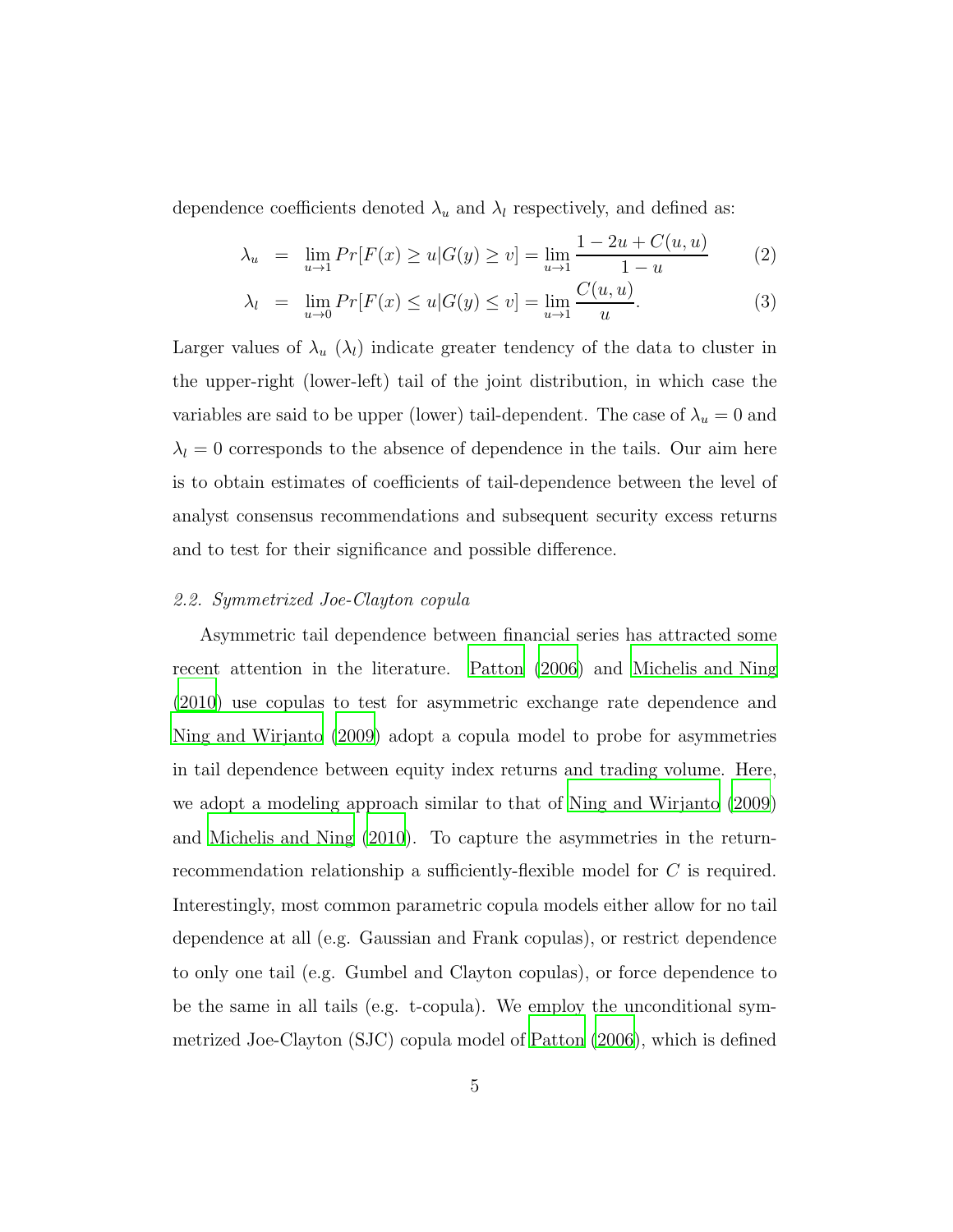dependence coefficients denoted $\lambda_u$ and $\lambda_l$ respectively, and defined as:

$$
\begin{aligned}
\lambda_u &= \lim_{u \to 1} Pr[F(x) \geq u | G(y) \geq v] = \lim_{u \to 1} \frac{1 - 2u + C(u,u)}{1-u} & (2) \\
\lambda_l &= \lim_{u \to 0} Pr[F(x) \leq u | G(y) \leq v] = \lim_{u \to 1} \frac{C(u,u)}{u}. & (3)
\end{aligned}
$$

Larger values of $\lambda_u$ ($\lambda_l$) indicate greater tendency of the data to cluster in the upper-right (lower-left) tail of the joint distribution, in which case the variables are said to be upper (lower) tail-dependent. The case of $\lambda_u = 0$ and $\lambda_l = 0$ corresponds to the absence of dependence in the tails. Our aim here is to obtain estimates of coefficients of tail-dependence between the level of analyst consensus recommendations and subsequent security excess returns and to test for their significance and possible difference.

### *2.2. Symmetrized Joe-Clayton copula*

Asymmetric tail dependence between financial series has attracted some recent attention in the literature. Patton (2006) and Michelis and Ning (2010) use copulas to test for asymmetric exchange rate dependence and Ning and Wirjanto (2009) adopt a copula model to probe for asymmetries in tail dependence between equity index returns and trading volume. Here, we adopt a modeling approach similar to that of Ning and Wirjanto (2009) and Michelis and Ning (2010). To capture the asymmetries in the return-recommendation relationship a sufficiently-flexible model for $C$ is required. Interestingly, most common parametric copula models either allow for no tail dependence at all (e.g. Gaussian and Frank copulas), or restrict dependence to only one tail (e.g. Gumbel and Clayton copulas), or force dependence to be the same in all tails (e.g. t-copula). We employ the unconditional symmetrized Joe-Clayton (SJC) copula model of Patton (2006), which is defined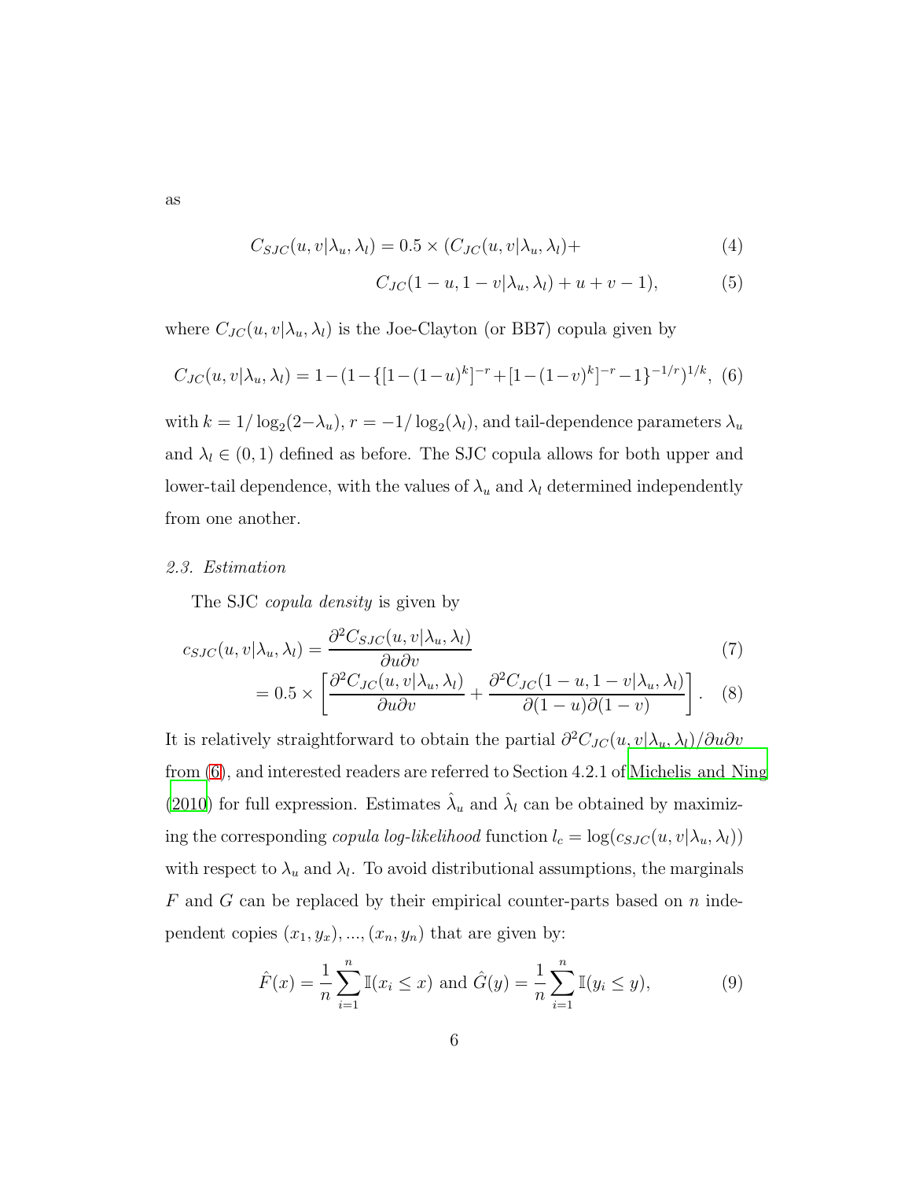as

$$C_{SJC}(u, v|\lambda_u, \lambda_l) = 0.5 \times (C_{JC}(u, v|\lambda_u, \lambda_l)+ \tag{4}$$

$$C_{JC}(1-u, 1-v|\lambda_u, \lambda_l) + u + v - 1), \tag{5}$$

where $C_{JC}(u, v|\lambda_u, \lambda_l)$ is the Joe-Clayton (or BB7) copula given by

$$C_{JC}(u, v|\lambda_u, \lambda_l) = 1 - (1 - \{[1-(1-u)^k]^{-r} + [1-(1-v)^k]^{-r} - 1\}^{-1/r})^{1/k}, \tag{6}$$

with $k = 1/\log_2(2-\lambda_u)$, $r = -1/\log_2(\lambda_l)$, and tail-dependence parameters $\lambda_u$ and $\lambda_l \in (0, 1)$ defined as before. The SJC copula allows for both upper and lower-tail dependence, with the values of $\lambda_u$ and $\lambda_l$ determined independently from one another.

### *2.3. Estimation*

The SJC *copula density* is given by

$$c_{SJC}(u, v|\lambda_u, \lambda_l) = \frac{\partial^2 C_{SJC}(u, v|\lambda_u, \lambda_l)}{\partial u \partial v} \tag{7}$$

$$= 0.5 \times \left[ \frac{\partial^2 C_{JC}(u, v|\lambda_u, \lambda_l)}{\partial u \partial v} + \frac{\partial^2 C_{JC}(1-u, 1-v|\lambda_u, \lambda_l)}{\partial(1-u)\partial(1-v)} \right]. \tag{8}$$

It is relatively straightforward to obtain the partial $\partial^2 C_{JC}(u, v|\lambda_u, \lambda_l)/\partial u \partial v$ from (6), and interested readers are referred to Section 4.2.1 of Michelis and Ning (2010) for full expression. Estimates $\hat{\lambda}_u$ and $\hat{\lambda}_l$ can be obtained by maximizing the corresponding *copula log-likelihood* function $l_c = \log(c_{SJC}(u, v|\lambda_u, \lambda_l))$ with respect to $\lambda_u$ and $\lambda_l$. To avoid distributional assumptions, the marginals $F$ and $G$ can be replaced by their empirical counter-parts based on $n$ independent copies $(x_1, y_x), ..., (x_n, y_n)$ that are given by:

$$\hat{F}(x) = \frac{1}{n} \sum_{i=1}^{n} \mathbb{I}(x_i \leq x) \text{ and } \hat{G}(y) = \frac{1}{n} \sum_{i=1}^{n} \mathbb{I}(y_i \leq y), \tag{9}$$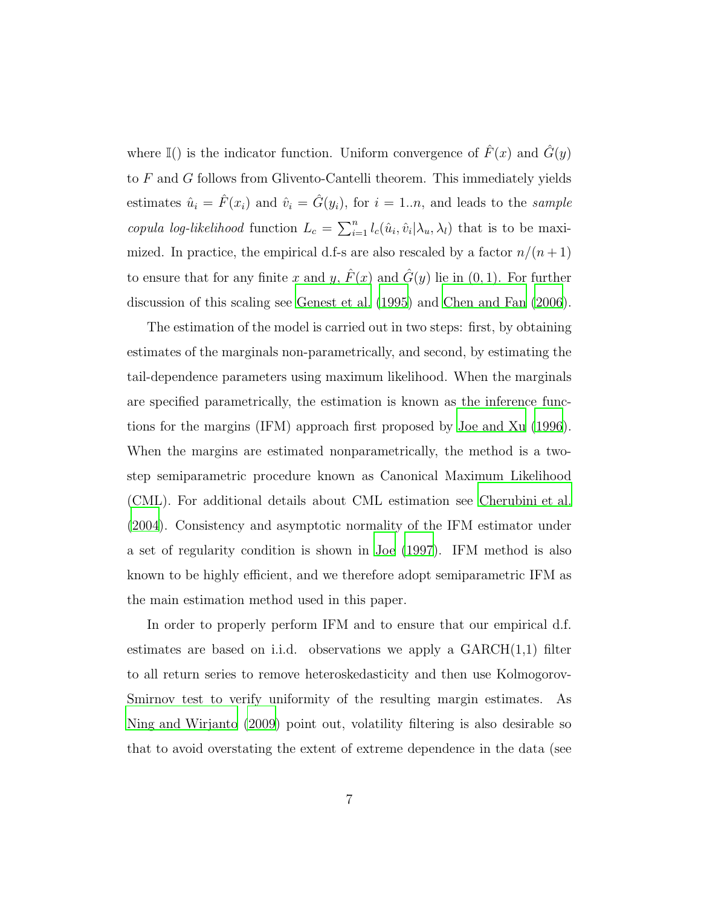where $\mathbb{I}()$ is the indicator function. Uniform convergence of $\hat{F}(x)$ and $\hat{G}(y)$ to $F$ and $G$ follows from Glivento-Cantelli theorem. This immediately yields estimates $\hat{u}_i = \hat{F}(x_i)$ and $\hat{v}_i = \hat{G}(y_i)$, for $i = 1..n$, and leads to the *sample copula log-likelihood* function $L_c = \sum_{i=1}^{n} l_c(\hat{u}_i, \hat{v}_i | \lambda_u, \lambda_l)$ that is to be maximized. In practice, the empirical d.f-s are also rescaled by a factor $n/(n+1)$ to ensure that for any finite $x$ and $y$, $\hat{F}(x)$ and $\hat{G}(y)$ lie in $(0, 1)$. For further discussion of this scaling see Genest et al. (1995) and Chen and Fan (2006).

The estimation of the model is carried out in two steps: first, by obtaining estimates of the marginals non-parametrically, and second, by estimating the tail-dependence parameters using maximum likelihood. When the marginals are specified parametrically, the estimation is known as the inference functions for the margins (IFM) approach first proposed by Joe and Xu (1996). When the margins are estimated nonparametrically, the method is a two-step semiparametric procedure known as Canonical Maximum Likelihood (CML). For additional details about CML estimation see Cherubini et al. (2004). Consistency and asymptotic normality of the IFM estimator under a set of regularity condition is shown in Joe (1997). IFM method is also known to be highly efficient, and we therefore adopt semiparametric IFM as the main estimation method used in this paper.

In order to properly perform IFM and to ensure that our empirical d.f. estimates are based on i.i.d. observations we apply a GARCH(1,1) filter to all return series to remove heteroskedasticity and then use Kolmogorov-Smirnov test to verify uniformity of the resulting margin estimates. As Ning and Wirjanto (2009) point out, volatility filtering is also desirable so that to avoid overstating the extent of extreme dependence in the data (see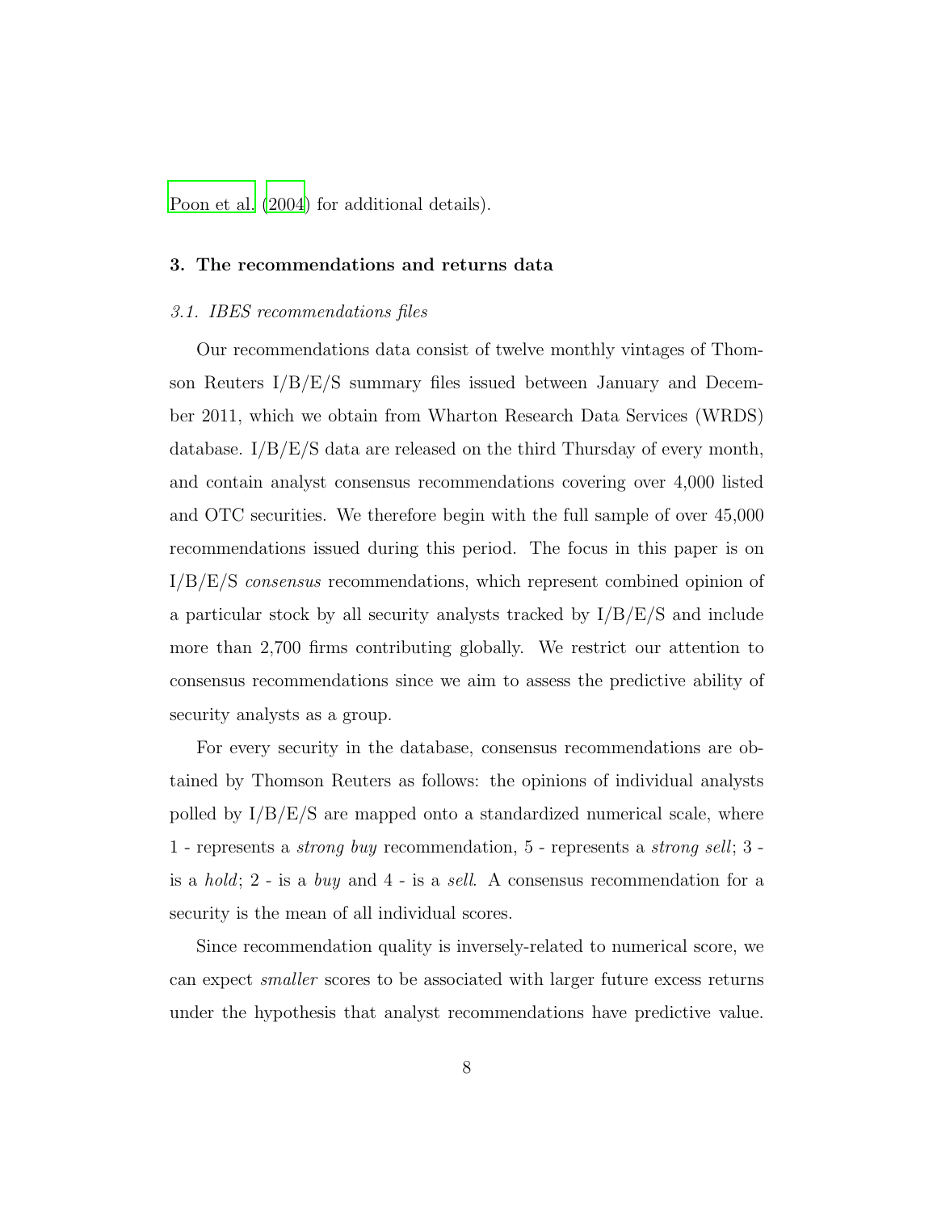Poon et al. (2004) for additional details).

## 3. The recommendations and returns data

### *3.1. IBES recommendations files*

Our recommendations data consist of twelve monthly vintages of Thomson Reuters I/B/E/S summary files issued between January and December 2011, which we obtain from Wharton Research Data Services (WRDS) database. I/B/E/S data are released on the third Thursday of every month, and contain analyst consensus recommendations covering over 4,000 listed and OTC securities. We therefore begin with the full sample of over 45,000 recommendations issued during this period. The focus in this paper is on I/B/E/S *consensus* recommendations, which represent combined opinion of a particular stock by all security analysts tracked by I/B/E/S and include more than 2,700 firms contributing globally. We restrict our attention to consensus recommendations since we aim to assess the predictive ability of security analysts as a group.

For every security in the database, consensus recommendations are obtained by Thomson Reuters as follows: the opinions of individual analysts polled by I/B/E/S are mapped onto a standardized numerical scale, where 1 - represents a *strong buy* recommendation, 5 - represents a *strong sell*; 3 - is a *hold*; 2 - is a *buy* and 4 - is a *sell*. A consensus recommendation for a security is the mean of all individual scores.

Since recommendation quality is inversely-related to numerical score, we can expect *smaller* scores to be associated with larger future excess returns under the hypothesis that analyst recommendations have predictive value.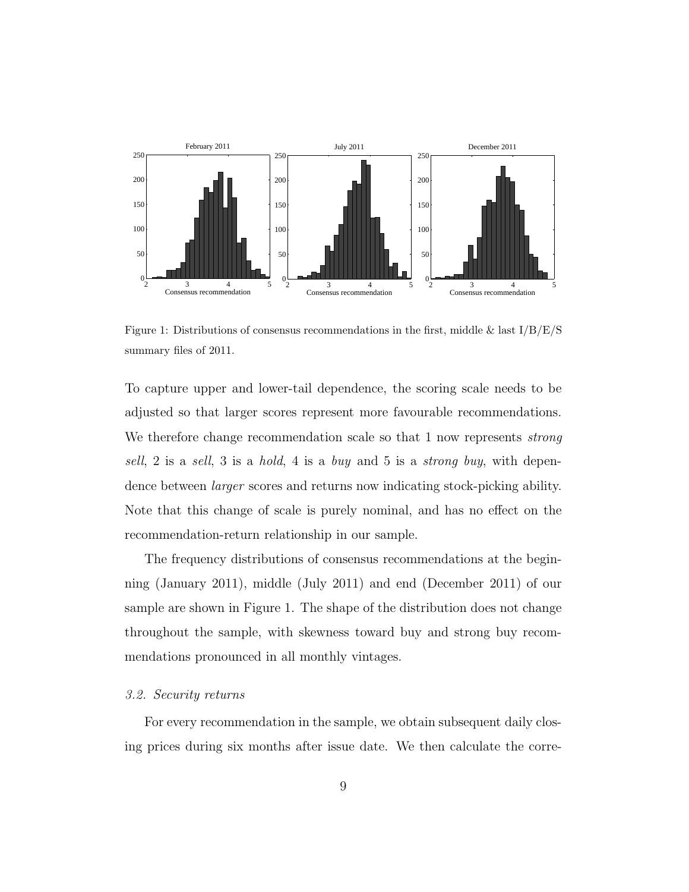Figure 1: Distributions of consensus recommendations in the first, middle & last I/B/E/S summary files of 2011.

To capture upper and lower-tail dependence, the scoring scale needs to be adjusted so that larger scores represent more favourable recommendations. We therefore change recommendation scale so that 1 now represents *strong sell*, 2 is a *sell*, 3 is a *hold*, 4 is a *buy* and 5 is a *strong buy*, with dependence between *larger* scores and returns now indicating stock-picking ability. Note that this change of scale is purely nominal, and has no effect on the recommendation-return relationship in our sample.

The frequency distributions of consensus recommendations at the beginning (January 2011), middle (July 2011) and end (December 2011) of our sample are shown in Figure 1. The shape of the distribution does not change throughout the sample, with skewness toward buy and strong buy recommendations pronounced in all monthly vintages.

### *3.2. Security returns*

For every recommendation in the sample, we obtain subsequent daily closing prices during six months after issue date. We then calculate the corre-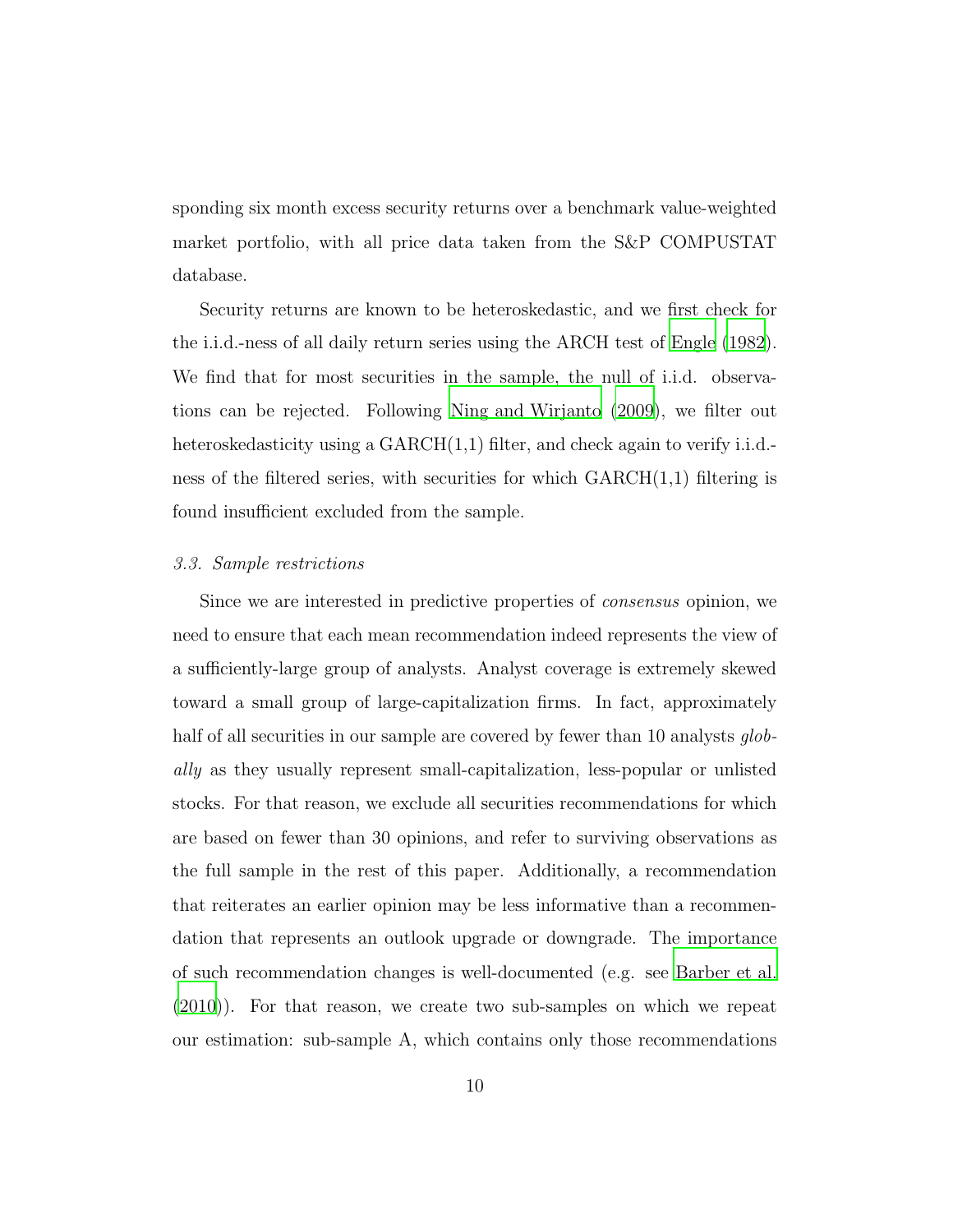sponding six month excess security returns over a benchmark value-weighted market portfolio, with all price data taken from the S&P COMPUSTAT database.

Security returns are known to be heteroskedastic, and we first check for the i.i.d.-ness of all daily return series using the ARCH test of Engle (1982). We find that for most securities in the sample, the null of i.i.d. observations can be rejected. Following Ning and Wirjanto (2009), we filter out heteroskedasticity using a GARCH(1,1) filter, and check again to verify i.i.d.-ness of the filtered series, with securities for which GARCH(1,1) filtering is found insufficient excluded from the sample.

### *3.3. Sample restrictions*

Since we are interested in predictive properties of *consensus* opinion, we need to ensure that each mean recommendation indeed represents the view of a sufficiently-large group of analysts. Analyst coverage is extremely skewed toward a small group of large-capitalization firms. In fact, approximately half of all securities in our sample are covered by fewer than 10 analysts *globally* as they usually represent small-capitalization, less-popular or unlisted stocks. For that reason, we exclude all securities recommendations for which are based on fewer than 30 opinions, and refer to surviving observations as the full sample in the rest of this paper. Additionally, a recommendation that reiterates an earlier opinion may be less informative than a recommendation that represents an outlook upgrade or downgrade. The importance of such recommendation changes is well-documented (e.g. see Barber et al. (2010)). For that reason, we create two sub-samples on which we repeat our estimation: sub-sample A, which contains only those recommendations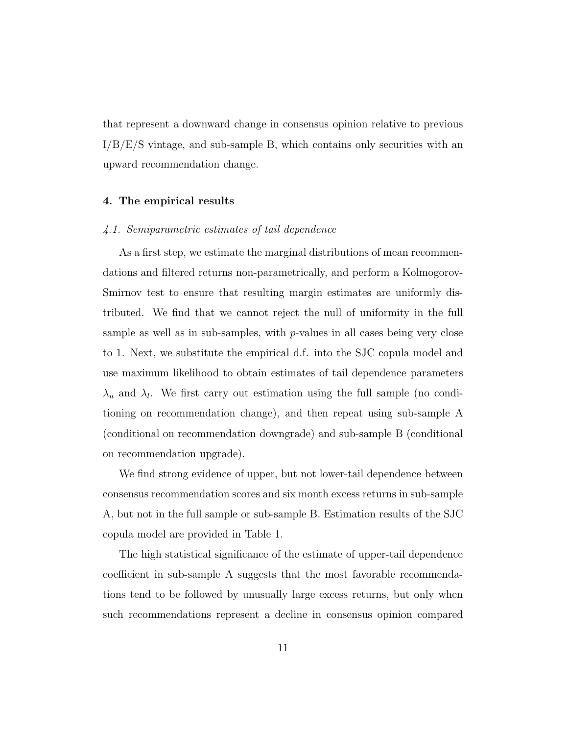that represent a downward change in consensus opinion relative to previous I/B/E/S vintage, and sub-sample B, which contains only securities with an upward recommendation change.

## 4. The empirical results

### *4.1. Semiparametric estimates of tail dependence*

As a first step, we estimate the marginal distributions of mean recommendations and filtered returns non-parametrically, and perform a Kolmogorov-Smirnov test to ensure that resulting margin estimates are uniformly distributed. We find that we cannot reject the null of uniformity in the full sample as well as in sub-samples, with $p$-values in all cases being very close to 1. Next, we substitute the empirical d.f. into the SJC copula model and use maximum likelihood to obtain estimates of tail dependence parameters $\lambda_u$ and $\lambda_l$. We first carry out estimation using the full sample (no conditioning on recommendation change), and then repeat using sub-sample A (conditional on recommendation downgrade) and sub-sample B (conditional on recommendation upgrade).

We find strong evidence of upper, but not lower-tail dependence between consensus recommendation scores and six month excess returns in sub-sample A, but not in the full sample or sub-sample B. Estimation results of the SJC copula model are provided in Table 1.

The high statistical significance of the estimate of upper-tail dependence coefficient in sub-sample A suggests that the most favorable recommendations tend to be followed by unusually large excess returns, but only when such recommendations represent a decline in consensus opinion compared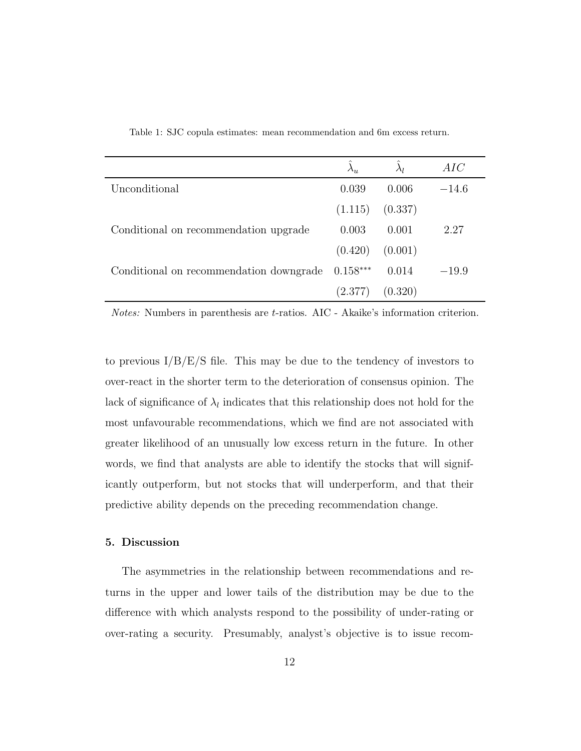Table 1: SJC copula estimates: mean recommendation and 6m excess return.

| | $\hat{\lambda}_u$ | $\hat{\lambda}_l$ | $AIC$ |
|---|---|---|---|
| Unconditional | 0.039 | 0.006 | $-14.6$ |
| | (1.115) | (0.337) | |
| Conditional on recommendation upgrade | 0.003 | 0.001 | 2.27 |
| | (0.420) | (0.001) | |
| Conditional on recommendation downgrade | $0.158^{***}$ | 0.014 | $-19.9$ |
| | (2.377) | (0.320) | |

*Notes:* Numbers in parenthesis are $t$-ratios. AIC - Akaike's information criterion.

to previous I/B/E/S file. This may be due to the tendency of investors to over-react in the shorter term to the deterioration of consensus opinion. The lack of significance of $\lambda_l$ indicates that this relationship does not hold for the most unfavourable recommendations, which we find are not associated with greater likelihood of an unusually low excess return in the future. In other words, we find that analysts are able to identify the stocks that will significantly outperform, but not stocks that will underperform, and that their predictive ability depends on the preceding recommendation change.

## 5. Discussion

The asymmetries in the relationship between recommendations and returns in the upper and lower tails of the distribution may be due to the difference with which analysts respond to the possibility of under-rating or over-rating a security. Presumably, analyst's objective is to issue recom-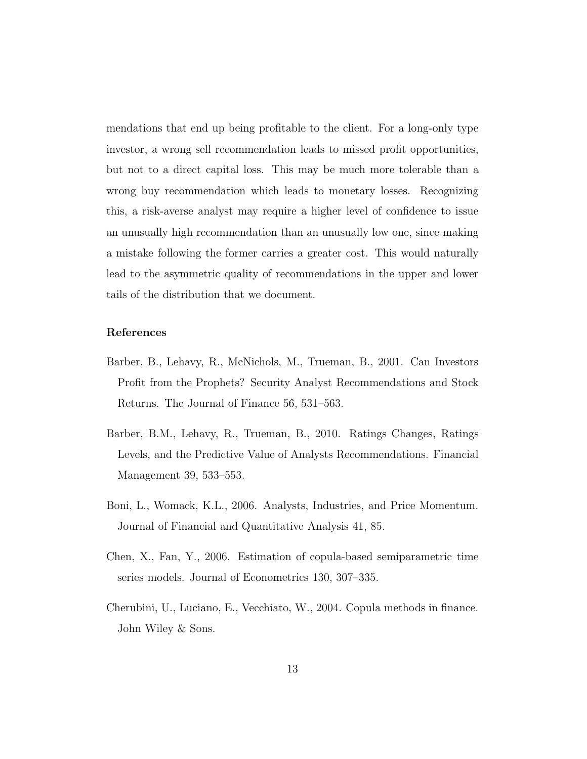mendations that end up being profitable to the client. For a long-only type investor, a wrong sell recommendation leads to missed profit opportunities, but not to a direct capital loss. This may be much more tolerable than a wrong buy recommendation which leads to monetary losses. Recognizing this, a risk-averse analyst may require a higher level of confidence to issue an unusually high recommendation than an unusually low one, since making a mistake following the former carries a greater cost. This would naturally lead to the asymmetric quality of recommendations in the upper and lower tails of the distribution that we document.

## References

Barber, B., Lehavy, R., McNichols, M., Trueman, B., 2001. Can Investors Profit from the Prophets? Security Analyst Recommendations and Stock Returns. The Journal of Finance 56, 531–563.

Barber, B.M., Lehavy, R., Trueman, B., 2010. Ratings Changes, Ratings Levels, and the Predictive Value of Analysts Recommendations. Financial Management 39, 533–553.

Boni, L., Womack, K.L., 2006. Analysts, Industries, and Price Momentum. Journal of Financial and Quantitative Analysis 41, 85.

Chen, X., Fan, Y., 2006. Estimation of copula-based semiparametric time series models. Journal of Econometrics 130, 307–335.

Cherubini, U., Luciano, E., Vecchiato, W., 2004. Copula methods in finance. John Wiley & Sons.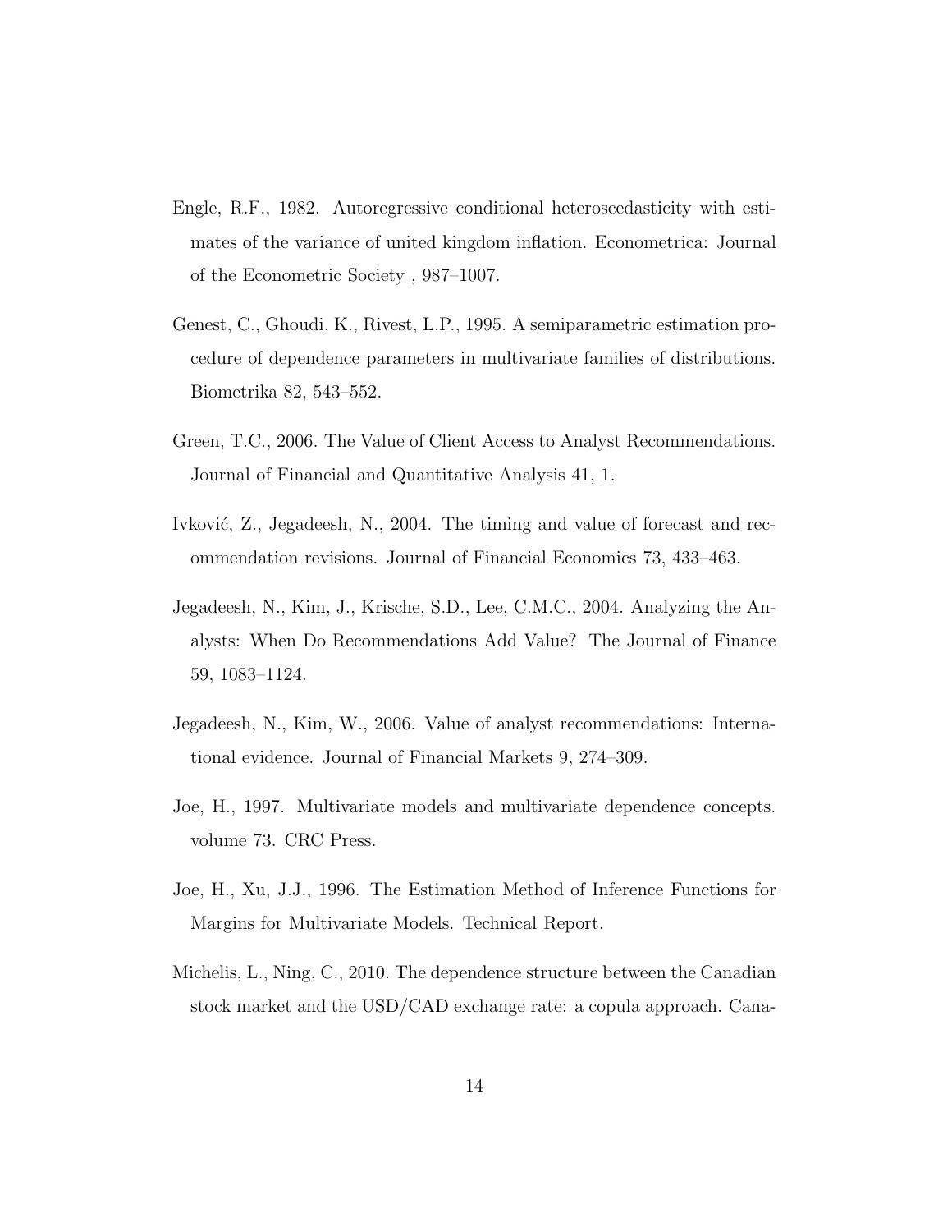Engle, R.F., 1982. Autoregressive conditional heteroscedasticity with estimates of the variance of united kingdom inflation. Econometrica: Journal of the Econometric Society , 987–1007.

Genest, C., Ghoudi, K., Rivest, L.P., 1995. A semiparametric estimation procedure of dependence parameters in multivariate families of distributions. Biometrika 82, 543–552.

Green, T.C., 2006. The Value of Client Access to Analyst Recommendations. Journal of Financial and Quantitative Analysis 41, 1.

Ivković, Z., Jegadeesh, N., 2004. The timing and value of forecast and recommendation revisions. Journal of Financial Economics 73, 433–463.

Jegadeesh, N., Kim, J., Krische, S.D., Lee, C.M.C., 2004. Analyzing the Analysts: When Do Recommendations Add Value? The Journal of Finance 59, 1083–1124.

Jegadeesh, N., Kim, W., 2006. Value of analyst recommendations: International evidence. Journal of Financial Markets 9, 274–309.

Joe, H., 1997. Multivariate models and multivariate dependence concepts. volume 73. CRC Press.

Joe, H., Xu, J.J., 1996. The Estimation Method of Inference Functions for Margins for Multivariate Models. Technical Report.

Michelis, L., Ning, C., 2010. The dependence structure between the Canadian stock market and the USD/CAD exchange rate: a copula approach. Cana-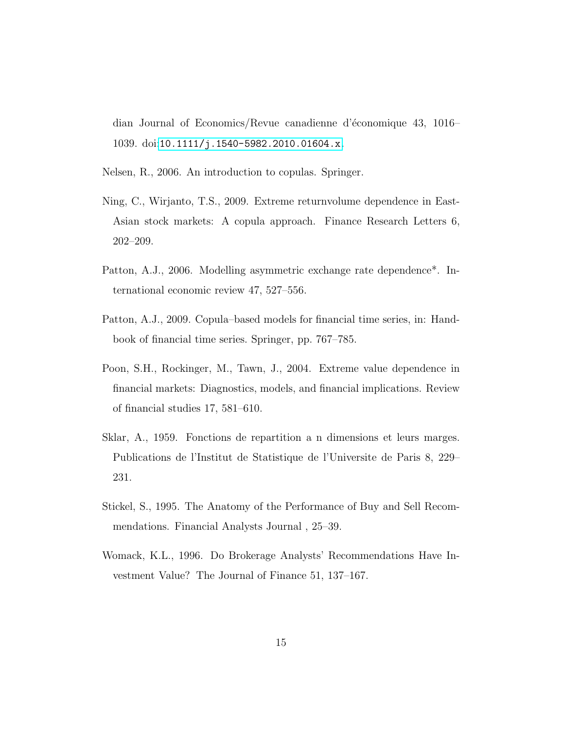dian Journal of Economics/Revue canadienne d'économique 43, 1016–1039. doi:10.1111/j.1540-5982.2010.01604.x.

Nelsen, R., 2006. An introduction to copulas. Springer.

Ning, C., Wirjanto, T.S., 2009. Extreme returnvolume dependence in East-Asian stock markets: A copula approach. Finance Research Letters 6, 202–209.

Patton, A.J., 2006. Modelling asymmetric exchange rate dependence*. International economic review 47, 527–556.

Patton, A.J., 2009. Copula–based models for financial time series, in: Handbook of financial time series. Springer, pp. 767–785.

Poon, S.H., Rockinger, M., Tawn, J., 2004. Extreme value dependence in financial markets: Diagnostics, models, and financial implications. Review of financial studies 17, 581–610.

Sklar, A., 1959. Fonctions de repartition a n dimensions et leurs marges. Publications de l'Institut de Statistique de l'Universite de Paris 8, 229–231.

Stickel, S., 1995. The Anatomy of the Performance of Buy and Sell Recommendations. Financial Analysts Journal , 25–39.

Womack, K.L., 1996. Do Brokerage Analysts' Recommendations Have Investment Value? The Journal of Finance 51, 137–167.